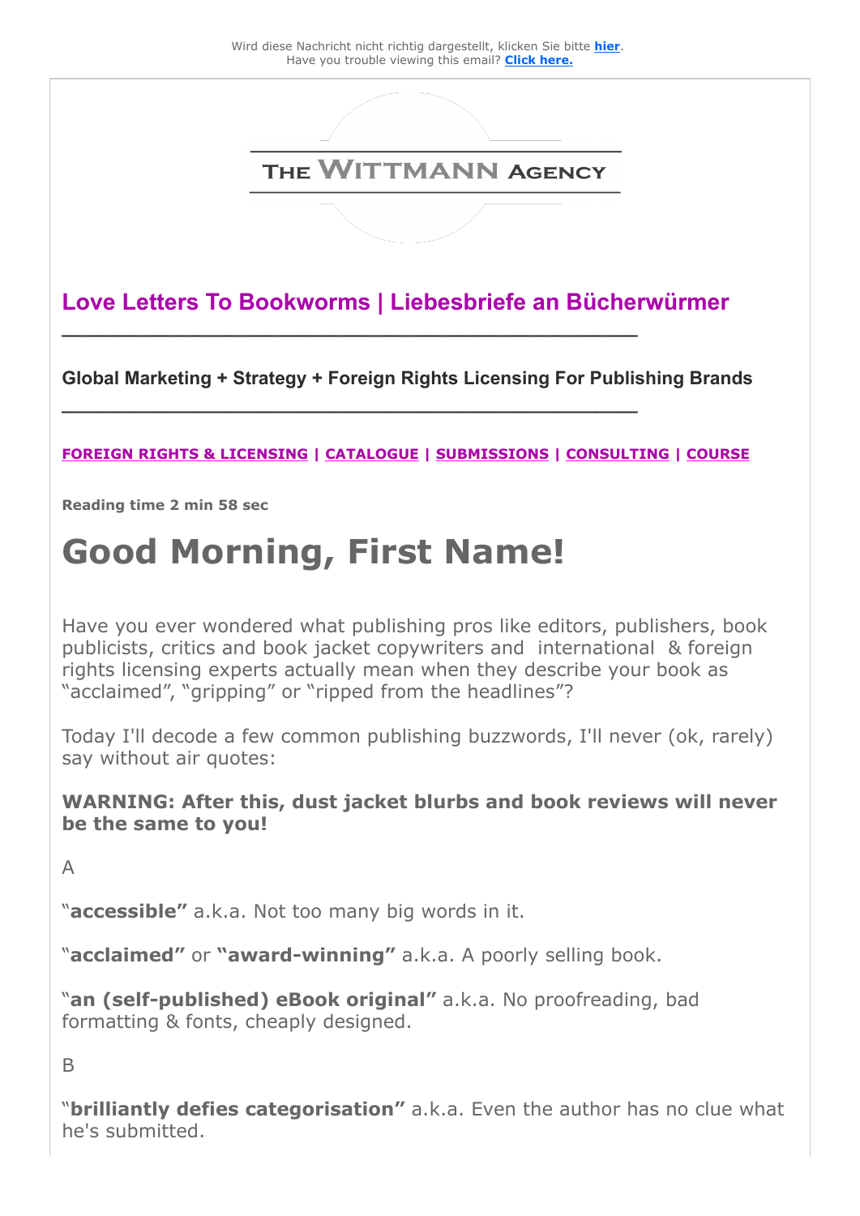Wird diese Nachricht nicht richtig dargestellt, klicken Sie bitte **hier**.
Have you trouble viewing this email? **Click here.**

THE WITTMANN AGENCY

## Love Letters To Bookworms | Liebesbriefe an Bücherwürmer

---

**Global Marketing + Strategy + Foreign Rights Licensing For Publishing Brands**

---

**FOREIGN RIGHTS & LICENSING** | **CATALOGUE** | **SUBMISSIONS** | **CONSULTING** | **COURSE**

**Reading time 2 min 58 sec**

# Good Morning, First Name!

Have you ever wondered what publishing pros like editors, publishers, book publicists, critics and book jacket copywriters and international & foreign rights licensing experts actually mean when they describe your book as "acclaimed", "gripping" or "ripped from the headlines"?

Today I'll decode a few common publishing buzzwords, I'll never (ok, rarely) say without air quotes:

**WARNING: After this, dust jacket blurbs and book reviews will never be the same to you!**

A

"**accessible"** a.k.a. Not too many big words in it.

"**acclaimed"** or **"award-winning"** a.k.a. A poorly selling book.

"**an (self-published) eBook original"** a.k.a. No proofreading, bad formatting & fonts, cheaply designed.

B

"**brilliantly defies categorisation"** a.k.a. Even the author has no clue what he's submitted.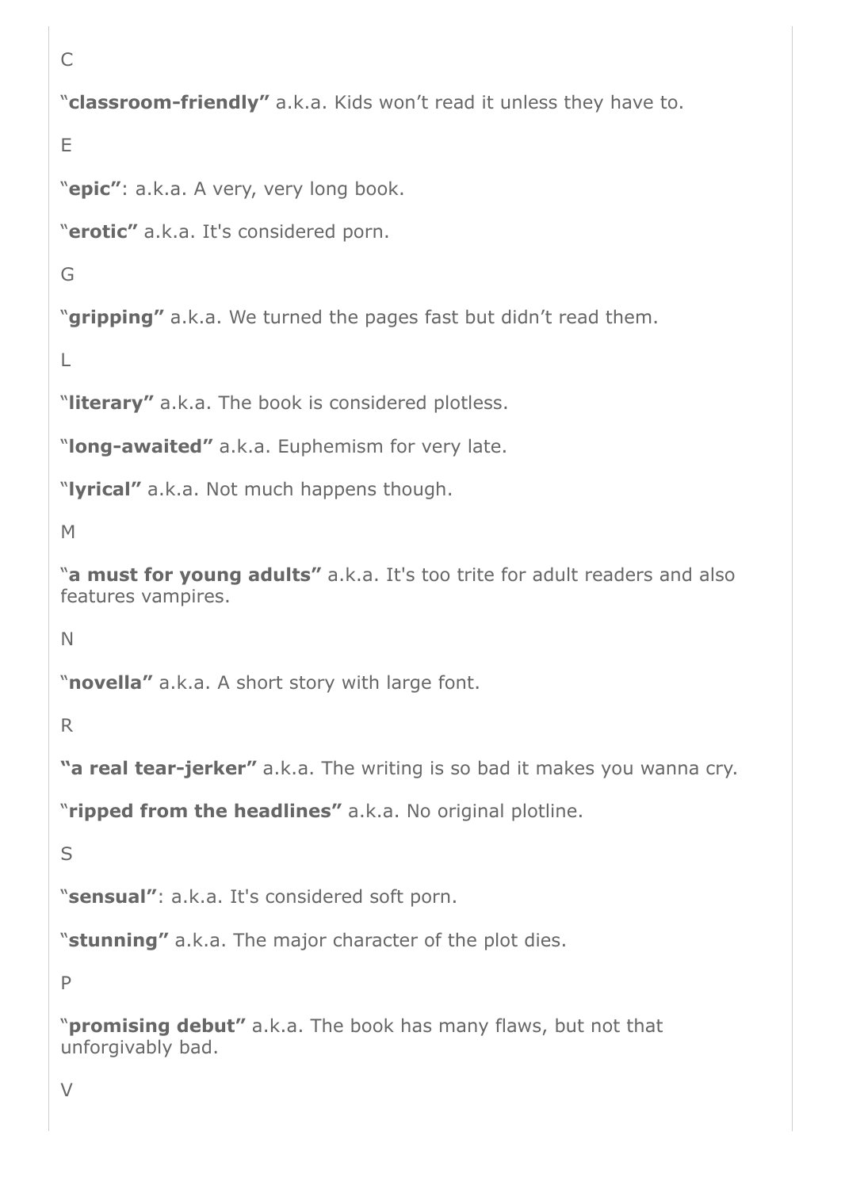C

"**classroom-friendly"** a.k.a. Kids won't read it unless they have to.

E

"**epic"**: a.k.a. A very, very long book.

"**erotic"** a.k.a. It's considered porn.

G

"**gripping"** a.k.a. We turned the pages fast but didn't read them.

L

"**literary"** a.k.a. The book is considered plotless.

"**long-awaited"** a.k.a. Euphemism for very late.

"**lyrical"** a.k.a. Not much happens though.

M

"**a must for young adults"** a.k.a. It's too trite for adult readers and also features vampires.

N

"**novella"** a.k.a. A short story with large font.

R

**"a real tear-jerker"** a.k.a. The writing is so bad it makes you wanna cry.

"**ripped from the headlines"** a.k.a. No original plotline.

S

"**sensual"**: a.k.a. It's considered soft porn.

"**stunning"** a.k.a. The major character of the plot dies.

P

"**promising debut"** a.k.a. The book has many flaws, but not that unforgivably bad.

V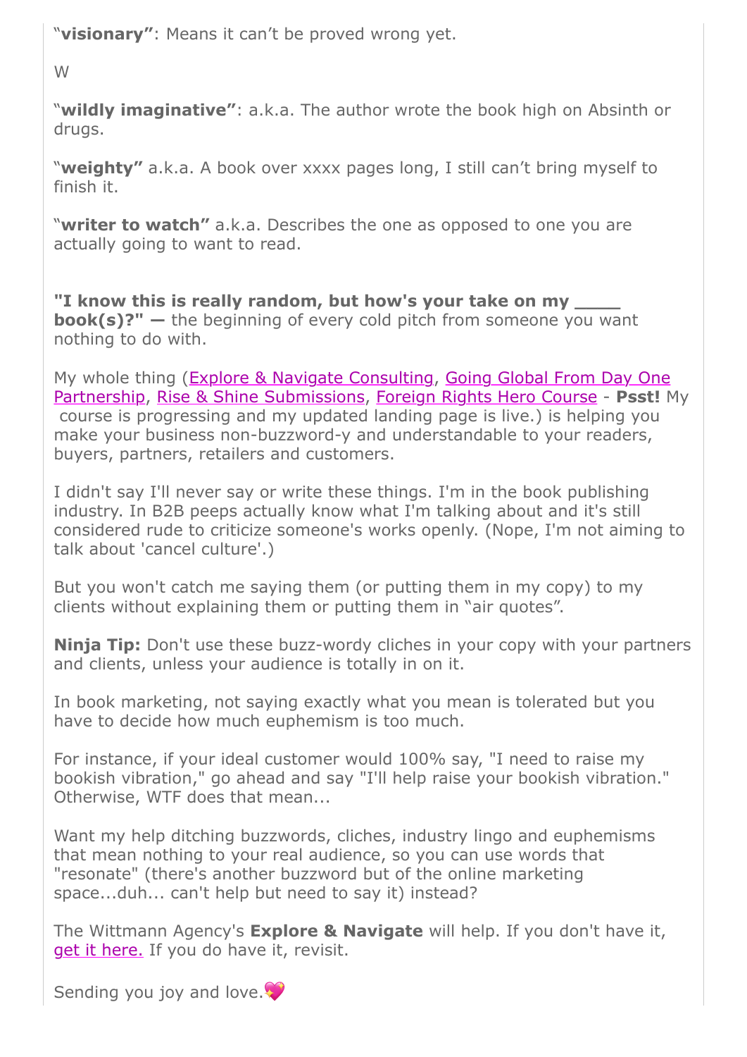"**visionary"**: Means it can't be proved wrong yet.

W

"**wildly imaginative"**: a.k.a. The author wrote the book high on Absinth or drugs.

"**weighty"** a.k.a. A book over xxxx pages long, I still can't bring myself to finish it.

"**writer to watch"** a.k.a. Describes the one as opposed to one you are actually going to want to read.

**"I know this is really random, but how's your take on my ____ book(s)?" —** the beginning of every cold pitch from someone you want nothing to do with.

My whole thing (Explore & Navigate Consulting, Going Global From Day One Partnership, Rise & Shine Submissions, Foreign Rights Hero Course - **Psst!** My course is progressing and my updated landing page is live.) is helping you make your business non-buzzword-y and understandable to your readers, buyers, partners, retailers and customers.

I didn't say I'll never say or write these things. I'm in the book publishing industry. In B2B peeps actually know what I'm talking about and it's still considered rude to criticize someone's works openly. (Nope, I'm not aiming to talk about 'cancel culture'.)

But you won't catch me saying them (or putting them in my copy) to my clients without explaining them or putting them in "air quotes".

**Ninja Tip:** Don't use these buzz-wordy cliches in your copy with your partners and clients, unless your audience is totally in on it.

In book marketing, not saying exactly what you mean is tolerated but you have to decide how much euphemism is too much.

For instance, if your ideal customer would 100% say, "I need to raise my bookish vibration," go ahead and say "I'll help raise your bookish vibration." Otherwise, WTF does that mean...

Want my help ditching buzzwords, cliches, industry lingo and euphemisms that mean nothing to your real audience, so you can use words that "resonate" (there's another buzzword but of the online marketing space...duh... can't help but need to say it) instead?

The Wittmann Agency's **Explore & Navigate** will help. If you don't have it, get it here. If you do have it, revisit.

Sending you joy and love.💖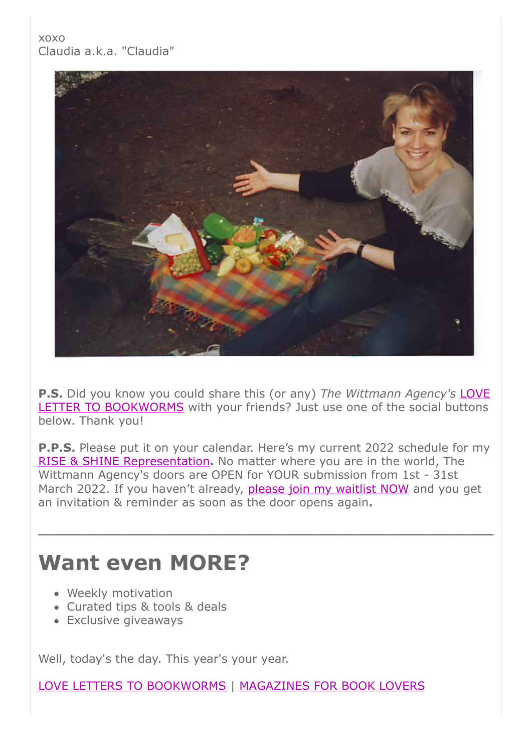xoxo
Claudia a.k.a. "Claudia"

**P.S.** Did you know you could share this (or any) *The Wittmann Agency's* LOVE LETTER TO BOOKWORMS with your friends? Just use one of the social buttons below. Thank you!

**P.P.S.** Please put it on your calendar. Here's my current 2022 schedule for my RISE & SHINE Representation**.** No matter where you are in the world, The Wittmann Agency's doors are OPEN for YOUR submission from 1st - 31st March 2022. If you haven't already, please join my waitlist NOW and you get an invitation & reminder as soon as the door opens again**.**

---

# Want even MORE?

- Weekly motivation
- Curated tips & tools & deals
- Exclusive giveaways

Well, today's the day. This year's your year.

LOVE LETTERS TO BOOKWORMS | MAGAZINES FOR BOOK LOVERS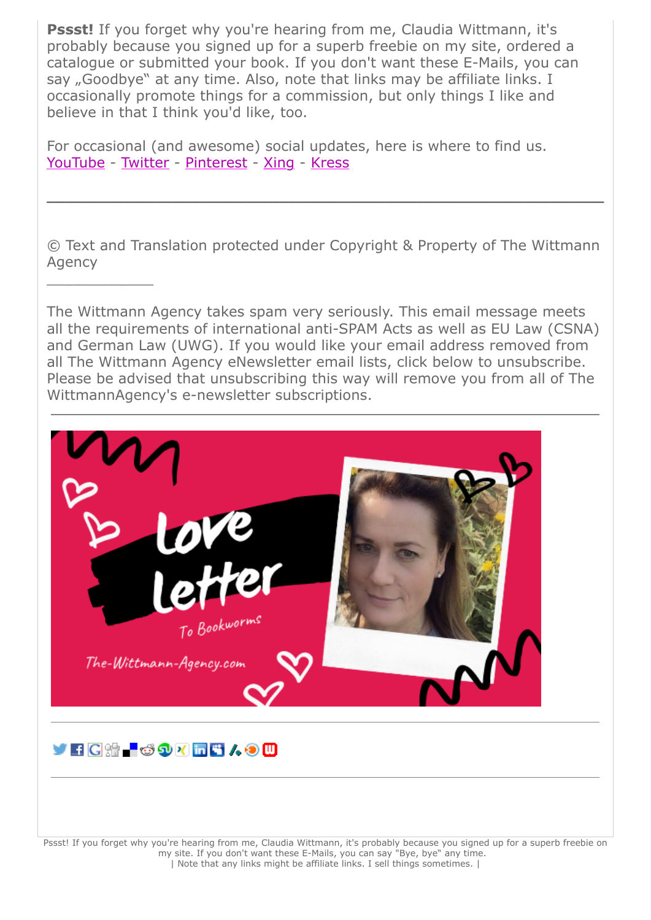**Pssst!** If you forget why you're hearing from me, Claudia Wittmann, it's probably because you signed up for a superb freebie on my site, ordered a catalogue or submitted your book. If you don't want these E-Mails, you can say „Goodbye" at any time. Also, note that links may be affiliate links. I occasionally promote things for a commission, but only things I like and believe in that I think you'd like, too.

For occasional (and awesome) social updates, here is where to find us. YouTube - Twitter - Pinterest - Xing - Kress

---

© Text and Translation protected under Copyright & Property of The Wittmann Agency

---

The Wittmann Agency takes spam very seriously. This email message meets all the requirements of international anti-SPAM Acts as well as EU Law (CSNA) and German Law (UWG). If you would like your email address removed from all The Wittmann Agency eNewsletter email lists, click below to unsubscribe. Please be advised that unsubscribing this way will remove you from all of The WittmannAgency's e-newsletter subscriptions.

---

---

---

Pssst! If you forget why you're hearing from me, Claudia Wittmann, it's probably because you signed up for a superb freebie on my site. If you don't want these E-Mails, you can say "Bye, bye" any time.
| Note that any links might be affiliate links. I sell things sometimes. |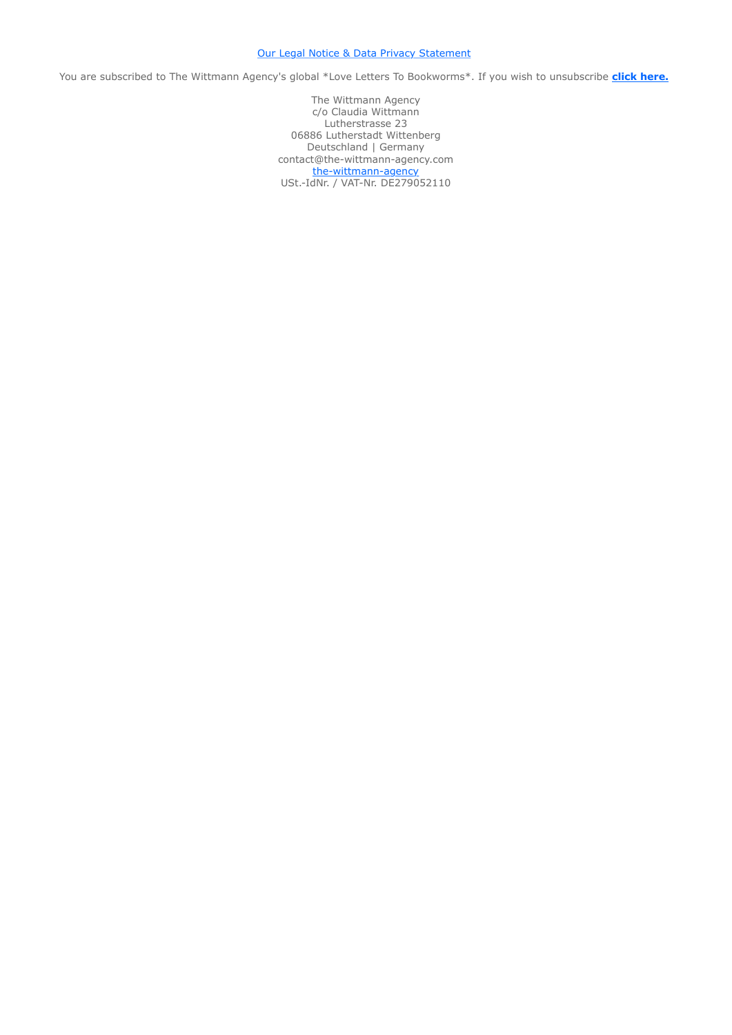[Our Legal Notice & Data Privacy Statement]

You are subscribed to The Wittmann Agency's global *Love Letters To Bookworms*. If you wish to unsubscribe **click here.**

The Wittmann Agency
c/o Claudia Wittmann
Lutherstrasse 23
06886 Lutherstadt Wittenberg
Deutschland | Germany
contact@the-wittmann-agency.com
the-wittmann-agency
USt.-IdNr. / VAT-Nr. DE279052110